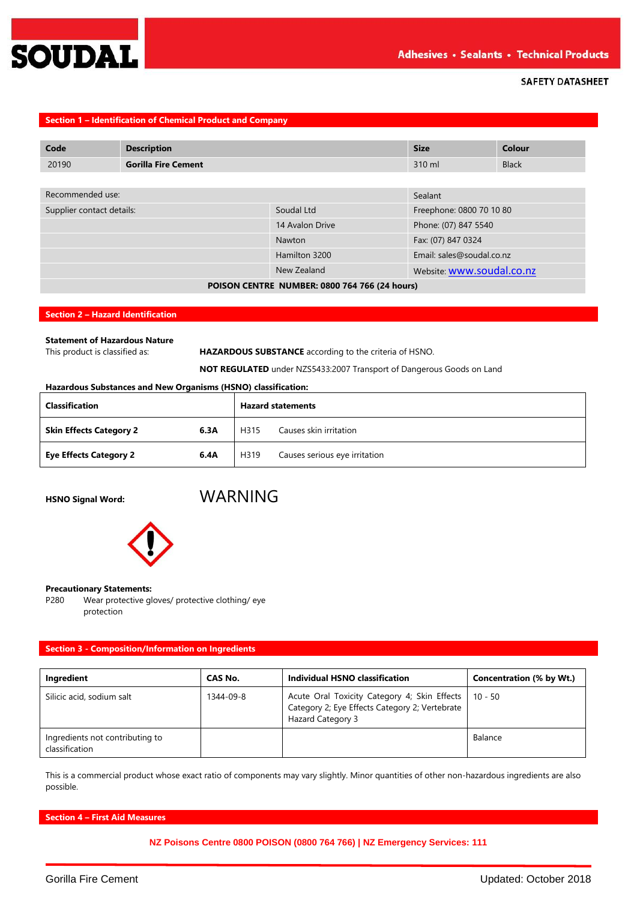SOUDAL

Adhesives • Sealants • Technical Products

SAFETY DATASHEET

## Section 1 – Identification of Chemical Product and Company

| Code | Description | Size | Colour |
|---|---|---|---|
| 20190 | **Gorilla Fire Cement** | 310 ml | Black |

| | | |
|---|---|---|
| Recommended use: | | Sealant |
| Supplier contact details: | Soudal Ltd | Freephone: 0800 70 10 80 |
| | 14 Avalon Drive | Phone: (07) 847 5540 |
| | Nawton | Fax: (07) 847 0324 |
| | Hamilton 3200 | Email: sales@soudal.co.nz |
| | New Zealand | Website: www.soudal.co.nz |

**POISON CENTRE NUMBER: 0800 764 766 (24 hours)**

## Section 2 – Hazard Identification

**Statement of Hazardous Nature**

This product is classified as: **HAZARDOUS SUBSTANCE** according to the criteria of HSNO.

**NOT REGULATED** under NZS5433:2007 Transport of Dangerous Goods on Land

**Hazardous Substances and New Organisms (HSNO) classification:**

| Classification | | Hazard statements | |
|---|---|---|---|
| **Skin Effects Category 2** | **6.3A** | H315 | Causes skin irritation |
| **Eye Effects Category 2** | **6.4A** | H319 | Causes serious eye irritation |

**HSNO Signal Word:** WARNING

**Precautionary Statements:**

P280 Wear protective gloves/ protective clothing/ eye protection

## Section 3 - Composition/Information on Ingredients

| Ingredient | CAS No. | Individual HSNO classification | Concentration (% by Wt.) |
|---|---|---|---|
| Silicic acid, sodium salt | 1344-09-8 | Acute Oral Toxicity Category 4; Skin Effects Category 2; Eye Effects Category 2; Vertebrate Hazard Category 3 | 10 - 50 |
| Ingredients not contributing to classification | | | Balance |

This is a commercial product whose exact ratio of components may vary slightly. Minor quantities of other non-hazardous ingredients are also possible.

## Section 4 – First Aid Measures

**NZ Poisons Centre 0800 POISON (0800 764 766) | NZ Emergency Services: 111**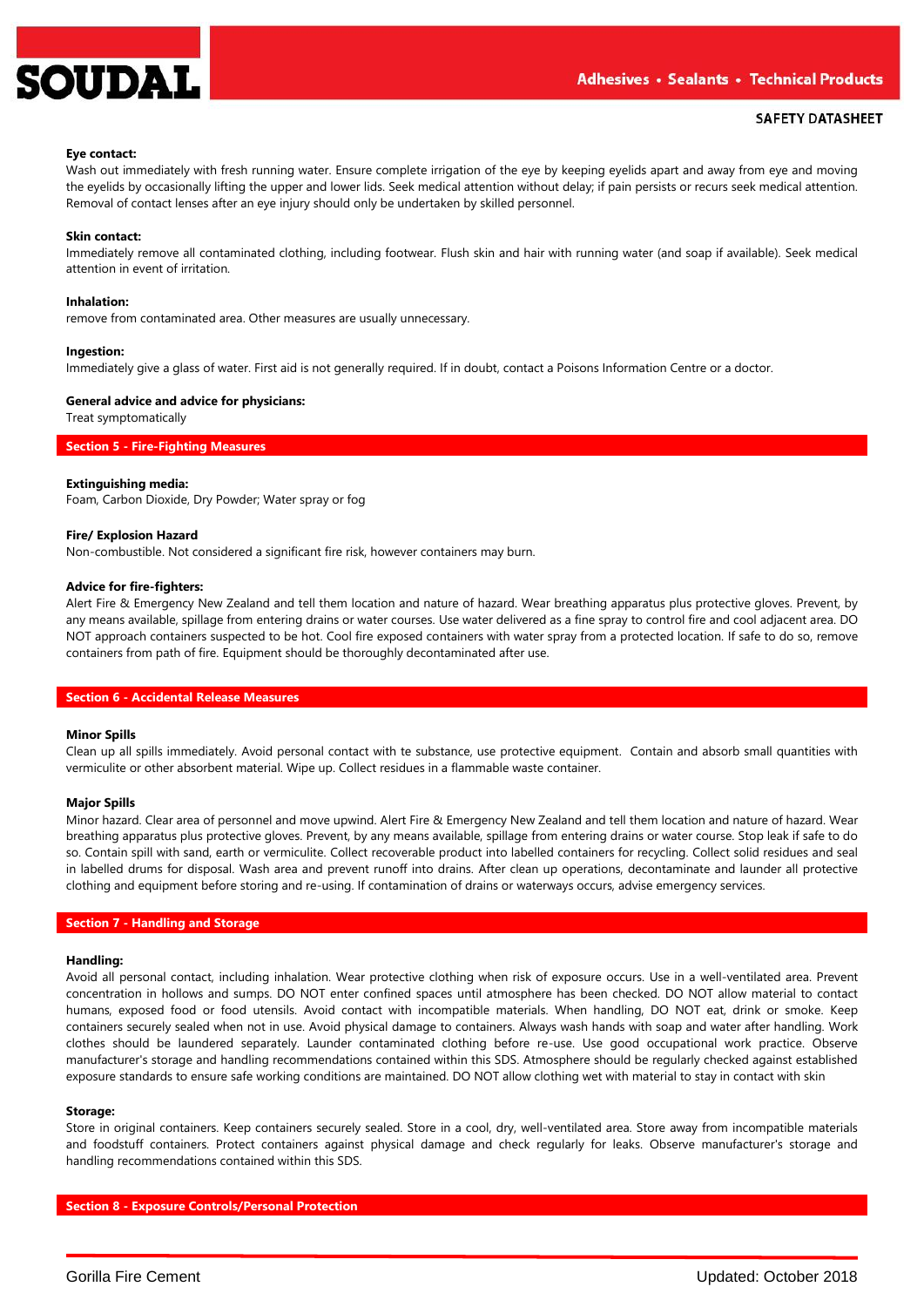**Eye contact:**
Wash out immediately with fresh running water. Ensure complete irrigation of the eye by keeping eyelids apart and away from eye and moving the eyelids by occasionally lifting the upper and lower lids. Seek medical attention without delay; if pain persists or recurs seek medical attention. Removal of contact lenses after an eye injury should only be undertaken by skilled personnel.

**Skin contact:**
Immediately remove all contaminated clothing, including footwear. Flush skin and hair with running water (and soap if available). Seek medical attention in event of irritation.

**Inhalation:**
remove from contaminated area. Other measures are usually unnecessary.

**Ingestion:**
Immediately give a glass of water. First aid is not generally required. If in doubt, contact a Poisons Information Centre or a doctor.

**General advice and advice for physicians:**
Treat symptomatically

## Section 5 - Fire-Fighting Measures

**Extinguishing media:**
Foam, Carbon Dioxide, Dry Powder; Water spray or fog

**Fire/ Explosion Hazard**
Non-combustible. Not considered a significant fire risk, however containers may burn.

**Advice for fire-fighters:**
Alert Fire & Emergency New Zealand and tell them location and nature of hazard. Wear breathing apparatus plus protective gloves. Prevent, by any means available, spillage from entering drains or water courses. Use water delivered as a fine spray to control fire and cool adjacent area. DO NOT approach containers suspected to be hot. Cool fire exposed containers with water spray from a protected location. If safe to do so, remove containers from path of fire. Equipment should be thoroughly decontaminated after use.

## Section 6 - Accidental Release Measures

**Minor Spills**
Clean up all spills immediately. Avoid personal contact with te substance, use protective equipment. Contain and absorb small quantities with vermiculite or other absorbent material. Wipe up. Collect residues in a flammable waste container.

**Major Spills**
Minor hazard. Clear area of personnel and move upwind. Alert Fire & Emergency New Zealand and tell them location and nature of hazard. Wear breathing apparatus plus protective gloves. Prevent, by any means available, spillage from entering drains or water course. Stop leak if safe to do so. Contain spill with sand, earth or vermiculite. Collect recoverable product into labelled containers for recycling. Collect solid residues and seal in labelled drums for disposal. Wash area and prevent runoff into drains. After clean up operations, decontaminate and launder all protective clothing and equipment before storing and re-using. If contamination of drains or waterways occurs, advise emergency services.

## Section 7 - Handling and Storage

**Handling:**
Avoid all personal contact, including inhalation. Wear protective clothing when risk of exposure occurs. Use in a well-ventilated area. Prevent concentration in hollows and sumps. DO NOT enter confined spaces until atmosphere has been checked. DO NOT allow material to contact humans, exposed food or food utensils. Avoid contact with incompatible materials. When handling, DO NOT eat, drink or smoke. Keep containers securely sealed when not in use. Avoid physical damage to containers. Always wash hands with soap and water after handling. Work clothes should be laundered separately. Launder contaminated clothing before re-use. Use good occupational work practice. Observe manufacturer's storage and handling recommendations contained within this SDS. Atmosphere should be regularly checked against established exposure standards to ensure safe working conditions are maintained. DO NOT allow clothing wet with material to stay in contact with skin

**Storage:**
Store in original containers. Keep containers securely sealed. Store in a cool, dry, well-ventilated area. Store away from incompatible materials and foodstuff containers. Protect containers against physical damage and check regularly for leaks. Observe manufacturer's storage and handling recommendations contained within this SDS.

## Section 8 - Exposure Controls/Personal Protection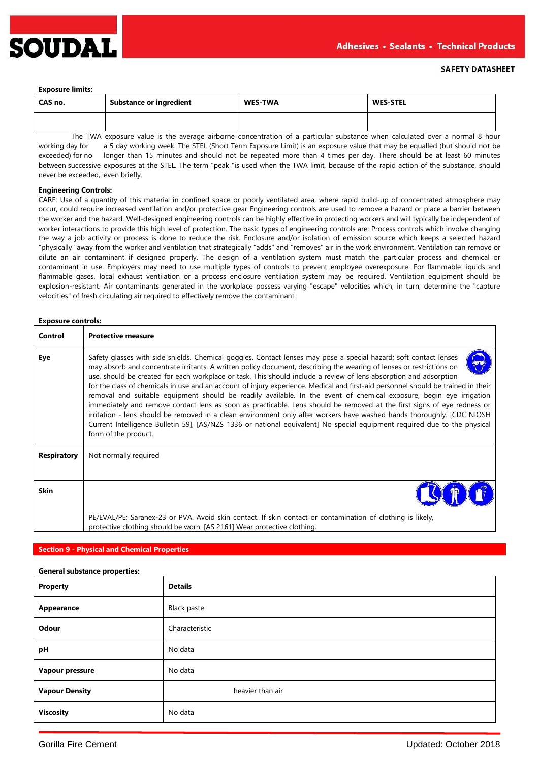**Exposure limits:**

| CAS no. | Substance or ingredient | WES-TWA | WES-STEL |
|---|---|---|---|
| | | | |

The TWA exposure value is the average airborne concentration of a particular substance when calculated over a normal 8 hour working day for a 5 day working week. The STEL (Short Term Exposure Limit) is an exposure value that may be equalled (but should not be exceeded) for no longer than 15 minutes and should not be repeated more than 4 times per day. There should be at least 60 minutes between successive exposures at the STEL. The term "peak "is used when the TWA limit, because of the rapid action of the substance, should never be exceeded, even briefly.

**Engineering Controls:**

CARE: Use of a quantity of this material in confined space or poorly ventilated area, where rapid build-up of concentrated atmosphere may occur, could require increased ventilation and/or protective gear Engineering controls are used to remove a hazard or place a barrier between the worker and the hazard. Well-designed engineering controls can be highly effective in protecting workers and will typically be independent of worker interactions to provide this high level of protection. The basic types of engineering controls are: Process controls which involve changing the way a job activity or process is done to reduce the risk. Enclosure and/or isolation of emission source which keeps a selected hazard "physically" away from the worker and ventilation that strategically "adds" and "removes" air in the work environment. Ventilation can remove or dilute an air contaminant if designed properly. The design of a ventilation system must match the particular process and chemical or contaminant in use. Employers may need to use multiple types of controls to prevent employee overexposure. For flammable liquids and flammable gases, local exhaust ventilation or a process enclosure ventilation system may be required. Ventilation equipment should be explosion-resistant. Air contaminants generated in the workplace possess varying "escape" velocities which, in turn, determine the "capture velocities" of fresh circulating air required to effectively remove the contaminant.

**Exposure controls:**

| Control | Protective measure |
|---|---|
| Eye | Safety glasses with side shields. Chemical goggles. Contact lenses may pose a special hazard; soft contact lenses may absorb and concentrate irritants. A written policy document, describing the wearing of lenses or restrictions on use, should be created for each workplace or task. This should include a review of lens absorption and adsorption for the class of chemicals in use and an account of injury experience. Medical and first-aid personnel should be trained in their removal and suitable equipment should be readily available. In the event of chemical exposure, begin eye irrigation immediately and remove contact lens as soon as practicable. Lens should be removed at the first signs of eye redness or irritation - lens should be removed in a clean environment only after workers have washed hands thoroughly. [CDC NIOSH Current Intelligence Bulletin 59], [AS/NZS 1336 or national equivalent] No special equipment required due to the physical form of the product. |
| Respiratory | Not normally required |
| Skin | PE/EVAL/PE; Saranex-23 or PVA. Avoid skin contact. If skin contact or contamination of clothing is likely, protective clothing should be worn. [AS 2161] Wear protective clothing. |

## Section 9 - Physical and Chemical Properties

**General substance properties:**

| Property | Details |
|---|---|
| Appearance | Black paste |
| Odour | Characteristic |
| pH | No data |
| Vapour pressure | No data |
| Vapour Density | heavier than air |
| Viscosity | No data |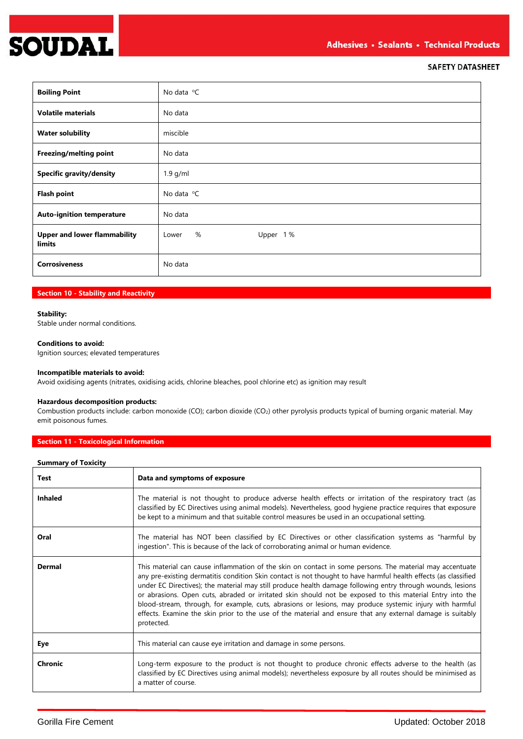| Property | Value |
| --- | --- |
| **Boiling Point** | No data °C |
| **Volatile materials** | No data |
| **Water solubility** | miscible |
| **Freezing/melting point** | No data |
| **Specific gravity/density** | 1.9 g/ml |
| **Flash point** | No data °C |
| **Auto-ignition temperature** | No data |
| **Upper and lower flammability limits** | Lower % Upper 1 % |
| **Corrosiveness** | No data |

## Section 10 - Stability and Reactivity

**Stability:**
Stable under normal conditions.

**Conditions to avoid:**
Ignition sources; elevated temperatures

**Incompatible materials to avoid:**
Avoid oxidising agents (nitrates, oxidising acids, chlorine bleaches, pool chlorine etc) as ignition may result

**Hazardous decomposition products:**
Combustion products include: carbon monoxide (CO); carbon dioxide ($CO_2$) other pyrolysis products typical of burning organic material. May emit poisonous fumes.

## Section 11 - Toxicological Information

**Summary of Toxicity**

| **Test** | **Data and symptoms of exposure** |
| --- | --- |
| **Inhaled** | The material is not thought to produce adverse health effects or irritation of the respiratory tract (as classified by EC Directives using animal models). Nevertheless, good hygiene practice requires that exposure be kept to a minimum and that suitable control measures be used in an occupational setting. |
| **Oral** | The material has NOT been classified by EC Directives or other classification systems as "harmful by ingestion". This is because of the lack of corroborating animal or human evidence. |
| **Dermal** | This material can cause inflammation of the skin on contact in some persons. The material may accentuate any pre-existing dermatitis condition Skin contact is not thought to have harmful health effects (as classified under EC Directives); the material may still produce health damage following entry through wounds, lesions or abrasions. Open cuts, abraded or irritated skin should not be exposed to this material Entry into the blood-stream, through, for example, cuts, abrasions or lesions, may produce systemic injury with harmful effects. Examine the skin prior to the use of the material and ensure that any external damage is suitably protected. |
| **Eye** | This material can cause eye irritation and damage in some persons. |
| **Chronic** | Long-term exposure to the product is not thought to produce chronic effects adverse to the health (as classified by EC Directives using animal models); nevertheless exposure by all routes should be minimised as a matter of course. |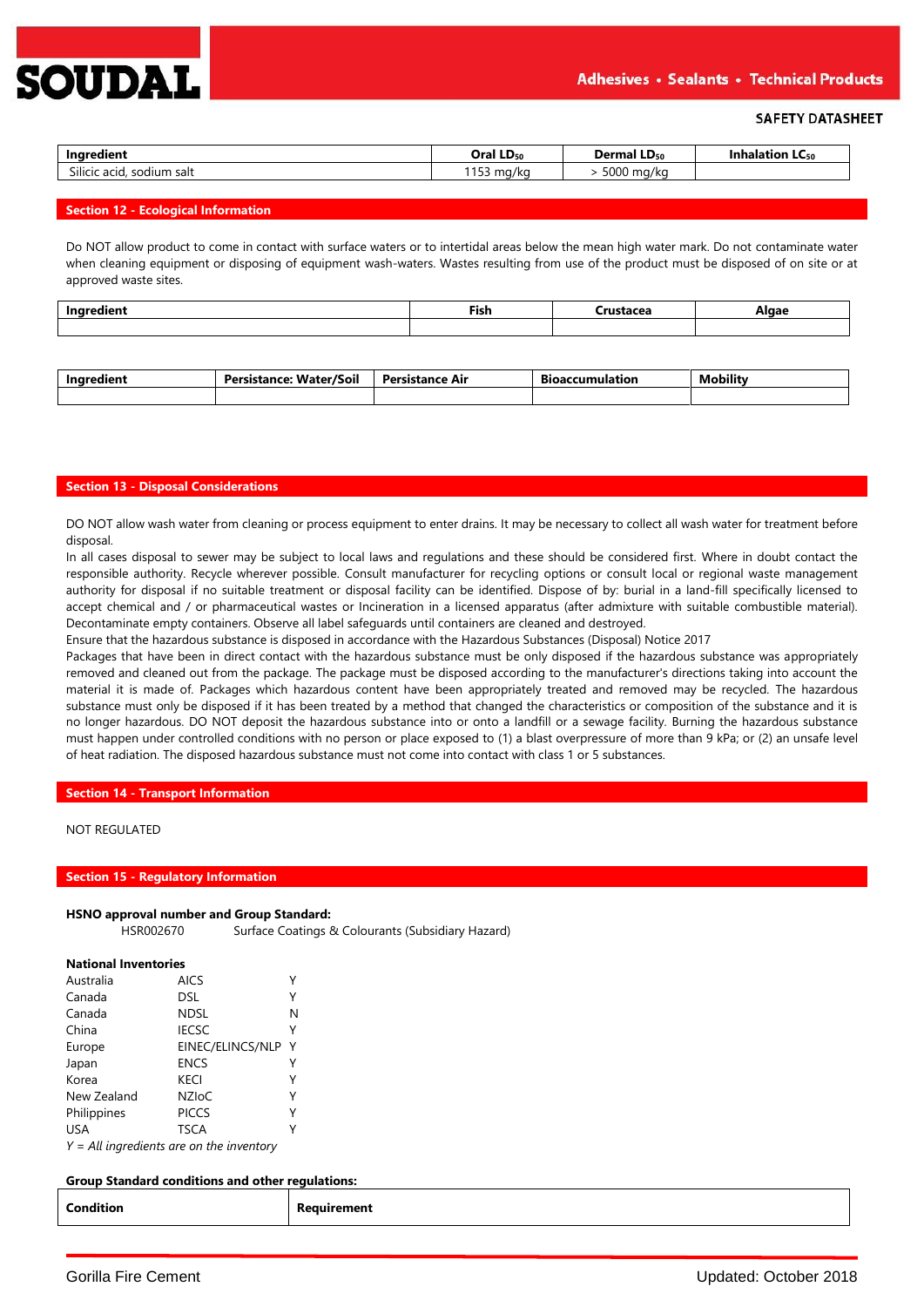| Ingredient | Oral $LD_{50}$ | Dermal $LD_{50}$ | Inhalation $LC_{50}$ |
|---|---|---|---|
| Silicic acid, sodium salt | 1153 mg/kg | > 5000 mg/kg | |

## Section 12 - Ecological Information

Do NOT allow product to come in contact with surface waters or to intertidal areas below the mean high water mark. Do not contaminate water when cleaning equipment or disposing of equipment wash-waters. Wastes resulting from use of the product must be disposed of on site or at approved waste sites.

| Ingredient | Fish | Crustacea | Algae |
|---|---|---|---|
| | | | |

| Ingredient | Persistance: Water/Soil | Persistance Air | Bioaccumulation | Mobility |
|---|---|---|---|---|
| | | | | |

## Section 13 - Disposal Considerations

DO NOT allow wash water from cleaning or process equipment to enter drains. It may be necessary to collect all wash water for treatment before disposal.

In all cases disposal to sewer may be subject to local laws and regulations and these should be considered first. Where in doubt contact the responsible authority. Recycle wherever possible. Consult manufacturer for recycling options or consult local or regional waste management authority for disposal if no suitable treatment or disposal facility can be identified. Dispose of by: burial in a land-fill specifically licensed to accept chemical and / or pharmaceutical wastes or Incineration in a licensed apparatus (after admixture with suitable combustible material). Decontaminate empty containers. Observe all label safeguards until containers are cleaned and destroyed.

Ensure that the hazardous substance is disposed in accordance with the Hazardous Substances (Disposal) Notice 2017

Packages that have been in direct contact with the hazardous substance must be only disposed if the hazardous substance was appropriately removed and cleaned out from the package. The package must be disposed according to the manufacturer's directions taking into account the material it is made of. Packages which hazardous content have been appropriately treated and removed may be recycled. The hazardous substance must only be disposed if it has been treated by a method that changed the characteristics or composition of the substance and it is no longer hazardous. DO NOT deposit the hazardous substance into or onto a landfill or a sewage facility. Burning the hazardous substance must happen under controlled conditions with no person or place exposed to (1) a blast overpressure of more than 9 kPa; or (2) an unsafe level of heat radiation. The disposed hazardous substance must not come into contact with class 1 or 5 substances.

## Section 14 - Transport Information

NOT REGULATED

## Section 15 - Regulatory Information

**HSNO approval number and Group Standard:**

HSR002670 Surface Coatings & Colourants (Subsidiary Hazard)

**National Inventories**

| | | |
|---|---|---|
| Australia | AICS | Y |
| Canada | DSL | Y |
| Canada | NDSL | N |
| China | IECSC | Y |
| Europe | EINEC/ELINCS/NLP | Y |
| Japan | ENCS | Y |
| Korea | KECI | Y |
| New Zealand | NZIoC | Y |
| Philippines | PICCS | Y |
| USA | TSCA | Y |

*Y = All ingredients are on the inventory*

**Group Standard conditions and other regulations:**

| Condition | Requirement |
|---|---|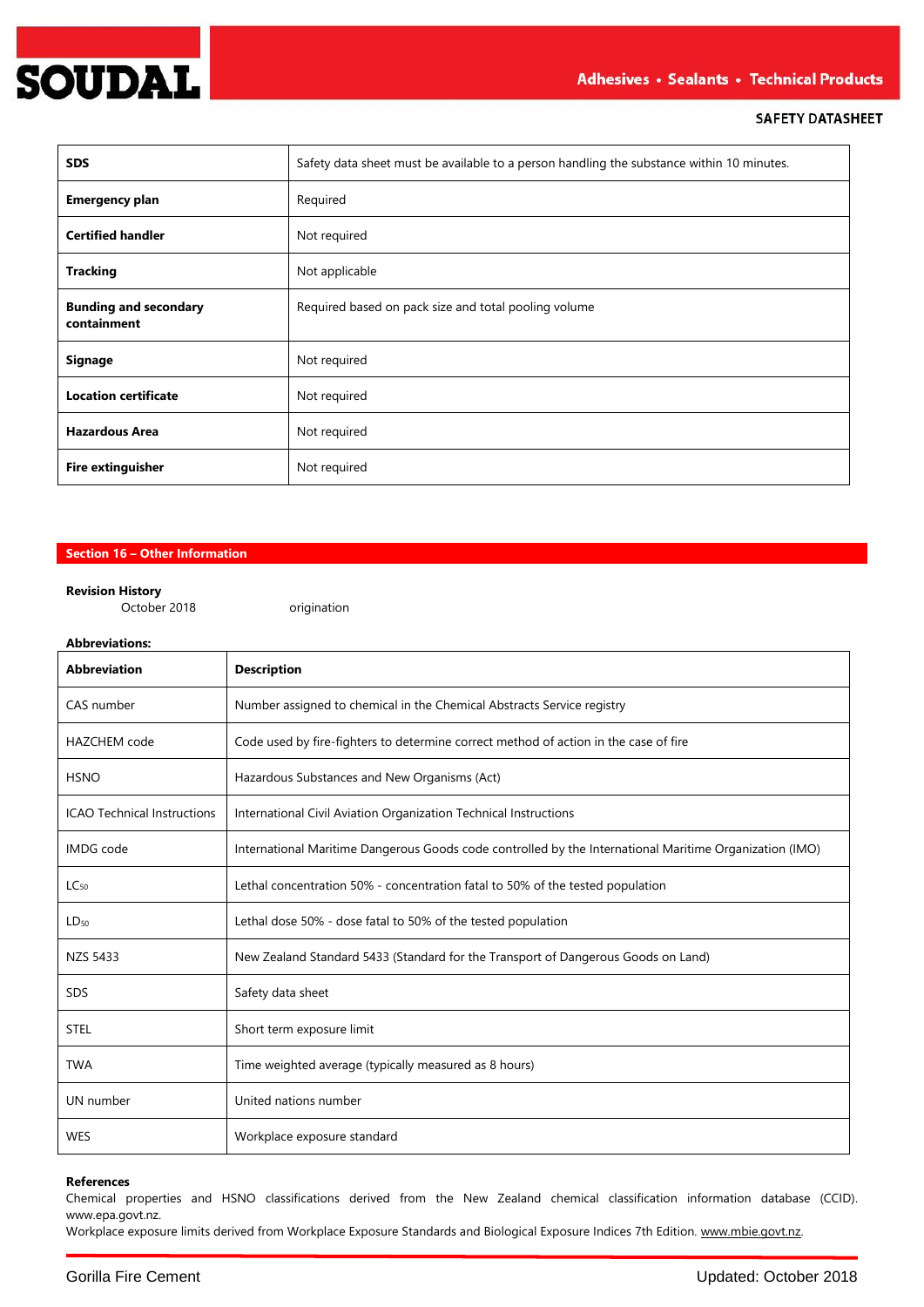| SDS | Safety data sheet must be available to a person handling the substance within 10 minutes. |
|---|---|
| **Emergency plan** | Required |
| **Certified handler** | Not required |
| **Tracking** | Not applicable |
| **Bunding and secondary containment** | Required based on pack size and total pooling volume |
| **Signage** | Not required |
| **Location certificate** | Not required |
| **Hazardous Area** | Not required |
| **Fire extinguisher** | Not required |

## Section 16 – Other Information

**Revision History**

October 2018 origination

**Abbreviations:**

| Abbreviation | Description |
|---|---|
| CAS number | Number assigned to chemical in the Chemical Abstracts Service registry |
| HAZCHEM code | Code used by fire-fighters to determine correct method of action in the case of fire |
| HSNO | Hazardous Substances and New Organisms (Act) |
| ICAO Technical Instructions | International Civil Aviation Organization Technical Instructions |
| IMDG code | International Maritime Dangerous Goods code controlled by the International Maritime Organization (IMO) |
| $LC_{50}$ | Lethal concentration 50% - concentration fatal to 50% of the tested population |
| $LD_{50}$ | Lethal dose 50% - dose fatal to 50% of the tested population |
| NZS 5433 | New Zealand Standard 5433 (Standard for the Transport of Dangerous Goods on Land) |
| SDS | Safety data sheet |
| STEL | Short term exposure limit |
| TWA | Time weighted average (typically measured as 8 hours) |
| UN number | United nations number |
| WES | Workplace exposure standard |

**References**

Chemical properties and HSNO classifications derived from the New Zealand chemical classification information database (CCID). www.epa.govt.nz.

Workplace exposure limits derived from Workplace Exposure Standards and Biological Exposure Indices 7th Edition. www.mbie.govt.nz.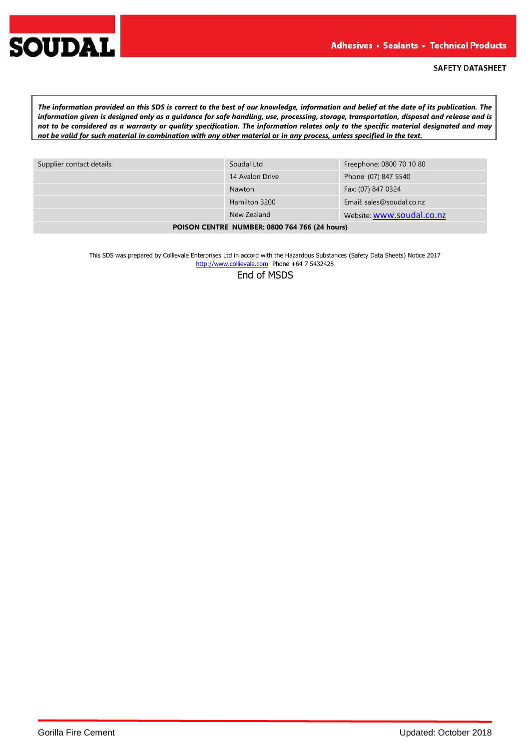***The information provided on this SDS is correct to the best of our knowledge, information and belief at the date of its publication. The information given is designed only as a guidance for safe handling, use, processing, storage, transportation, disposal and release and is not to be considered as a warranty or quality specification. The information relates only to the specific material designated and may not be valid for such material in combination with any other material or in any process, unless specified in the text.***

| | | |
|---|---|---|
| Supplier contact details: | Soudal Ltd | Freephone: 0800 70 10 80 |
| | 14 Avalon Drive | Phone: (07) 847 5540 |
| | Nawton | Fax: (07) 847 0324 |
| | Hamilton 3200 | Email: sales@soudal.co.nz |
| | New Zealand | Website: www.soudal.co.nz |
| **POISON CENTRE NUMBER: 0800 764 766 (24 hours)** | | |

This SDS was prepared by Collievale Enterprises Ltd in accord with the Hazardous Substances (Safety Data Sheets) Notice 2017
http://www.collievale.com Phone +64 7 5432428

End of MSDS